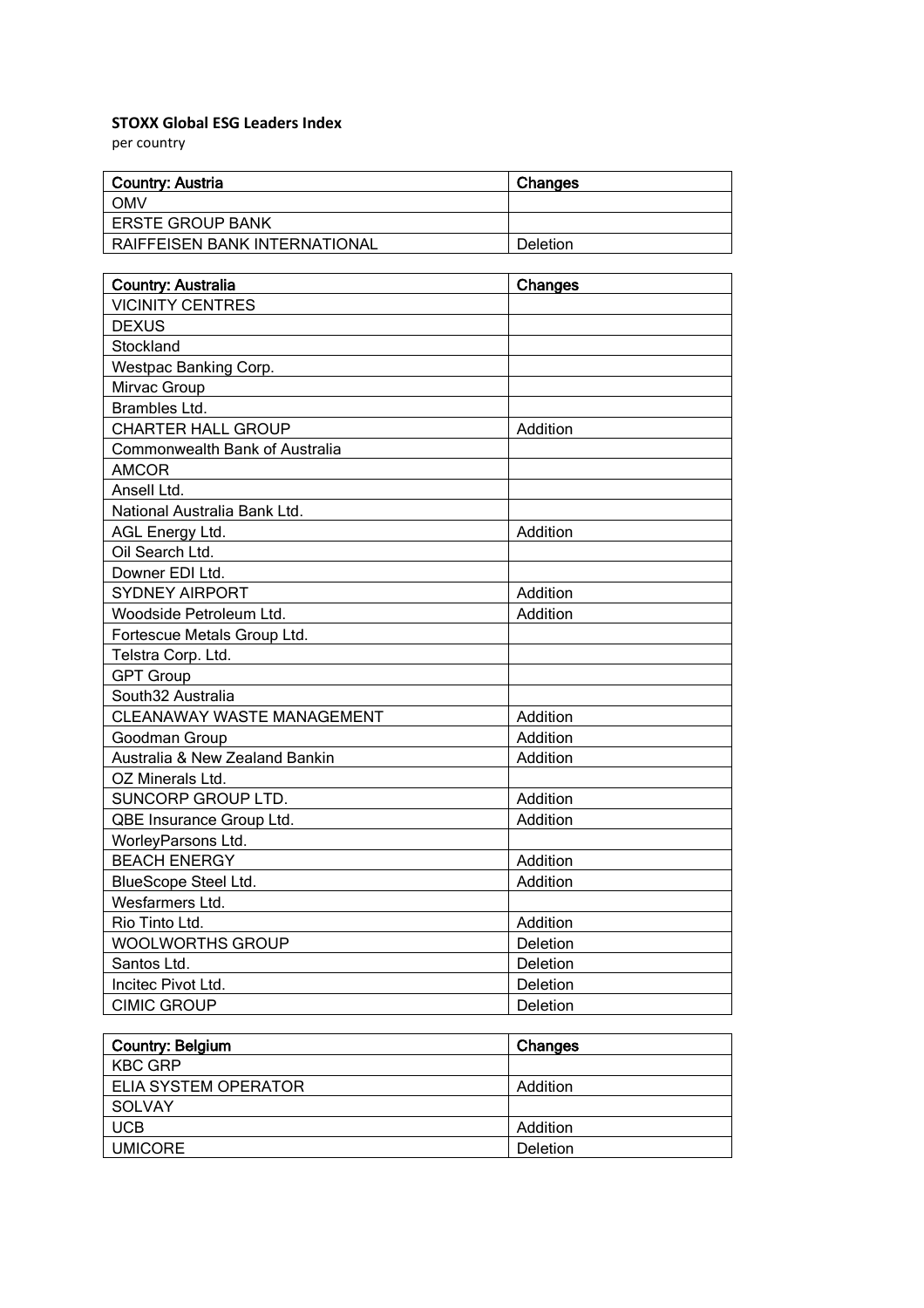**STOXX Global ESG Leaders Index**

per country

| Country: Austria | Changes |
|---|---|
| OMV | |
| ERSTE GROUP BANK | |
| RAIFFEISEN BANK INTERNATIONAL | Deletion |

| Country: Australia | Changes |
|---|---|
| VICINITY CENTRES | |
| DEXUS | |
| Stockland | |
| Westpac Banking Corp. | |
| Mirvac Group | |
| Brambles Ltd. | |
| CHARTER HALL GROUP | Addition |
| Commonwealth Bank of Australia | |
| AMCOR | |
| Ansell Ltd. | |
| National Australia Bank Ltd. | |
| AGL Energy Ltd. | Addition |
| Oil Search Ltd. | |
| Downer EDI Ltd. | |
| SYDNEY AIRPORT | Addition |
| Woodside Petroleum Ltd. | Addition |
| Fortescue Metals Group Ltd. | |
| Telstra Corp. Ltd. | |
| GPT Group | |
| South32 Australia | |
| CLEANAWAY WASTE MANAGEMENT | Addition |
| Goodman Group | Addition |
| Australia & New Zealand Bankin | Addition |
| OZ Minerals Ltd. | |
| SUNCORP GROUP LTD. | Addition |
| QBE Insurance Group Ltd. | Addition |
| WorleyParsons Ltd. | |
| BEACH ENERGY | Addition |
| BlueScope Steel Ltd. | Addition |
| Wesfarmers Ltd. | |
| Rio Tinto Ltd. | Addition |
| WOOLWORTHS GROUP | Deletion |
| Santos Ltd. | Deletion |
| Incitec Pivot Ltd. | Deletion |
| CIMIC GROUP | Deletion |

| Country: Belgium | Changes |
|---|---|
| KBC GRP | |
| ELIA SYSTEM OPERATOR | Addition |
| SOLVAY | |
| UCB | Addition |
| UMICORE | Deletion |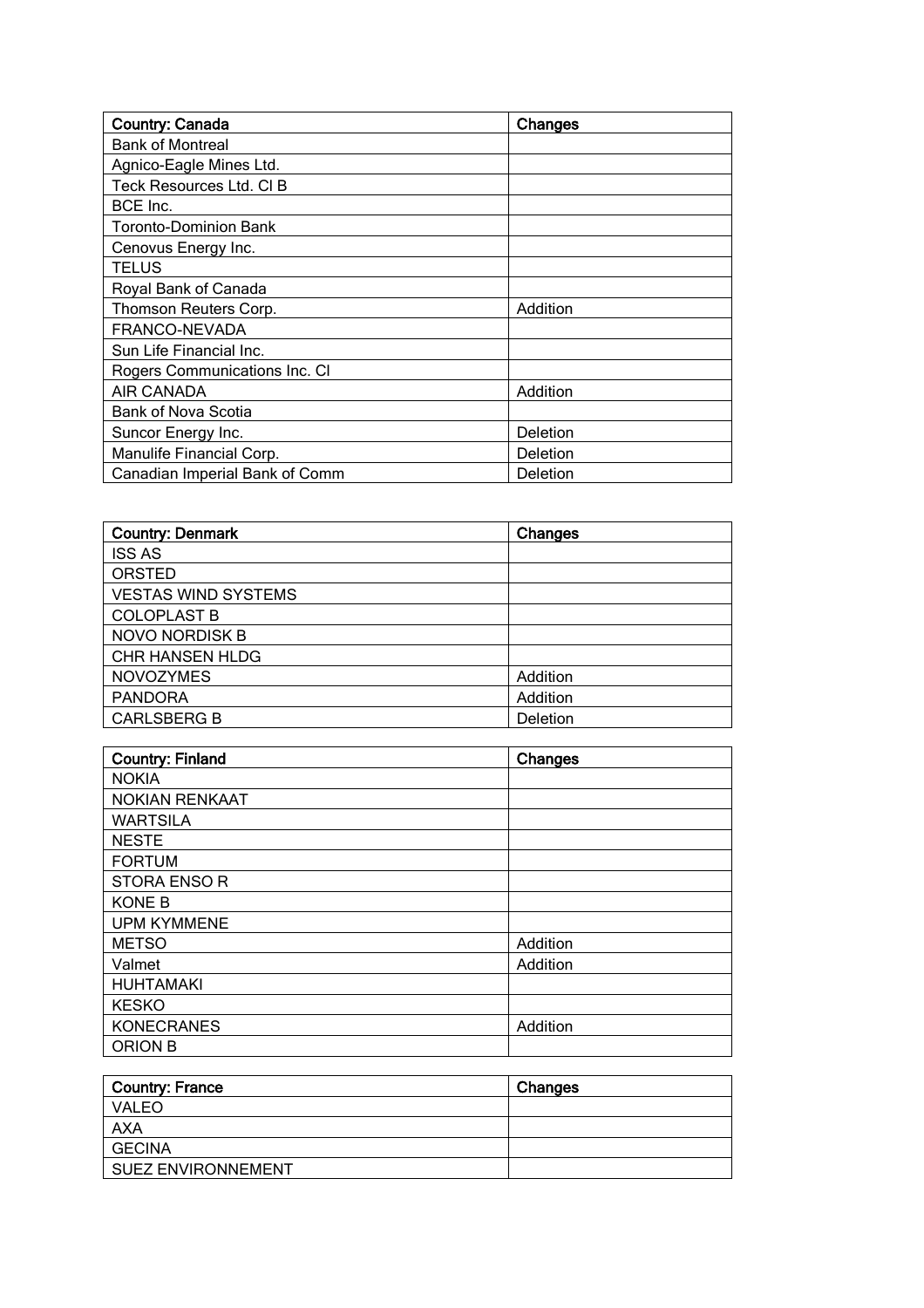| Country: Canada | Changes |
| --- | --- |
| Bank of Montreal | |
| Agnico-Eagle Mines Ltd. | |
| Teck Resources Ltd. Cl B | |
| BCE Inc. | |
| Toronto-Dominion Bank | |
| Cenovus Energy Inc. | |
| TELUS | |
| Royal Bank of Canada | |
| Thomson Reuters Corp. | Addition |
| FRANCO-NEVADA | |
| Sun Life Financial Inc. | |
| Rogers Communications Inc. Cl | |
| AIR CANADA | Addition |
| Bank of Nova Scotia | |
| Suncor Energy Inc. | Deletion |
| Manulife Financial Corp. | Deletion |
| Canadian Imperial Bank of Comm | Deletion |

| Country: Denmark | Changes |
| --- | --- |
| ISS AS | |
| ORSTED | |
| VESTAS WIND SYSTEMS | |
| COLOPLAST B | |
| NOVO NORDISK B | |
| CHR HANSEN HLDG | |
| NOVOZYMES | Addition |
| PANDORA | Addition |
| CARLSBERG B | Deletion |

| Country: Finland | Changes |
| --- | --- |
| NOKIA | |
| NOKIAN RENKAAT | |
| WARTSILA | |
| NESTE | |
| FORTUM | |
| STORA ENSO R | |
| KONE B | |
| UPM KYMMENE | |
| METSO | Addition |
| Valmet | Addition |
| HUHTAMAKI | |
| KESKO | |
| KONECRANES | Addition |
| ORION B | |

| Country: France | Changes |
| --- | --- |
| VALEO | |
| AXA | |
| GECINA | |
| SUEZ ENVIRONNEMENT | |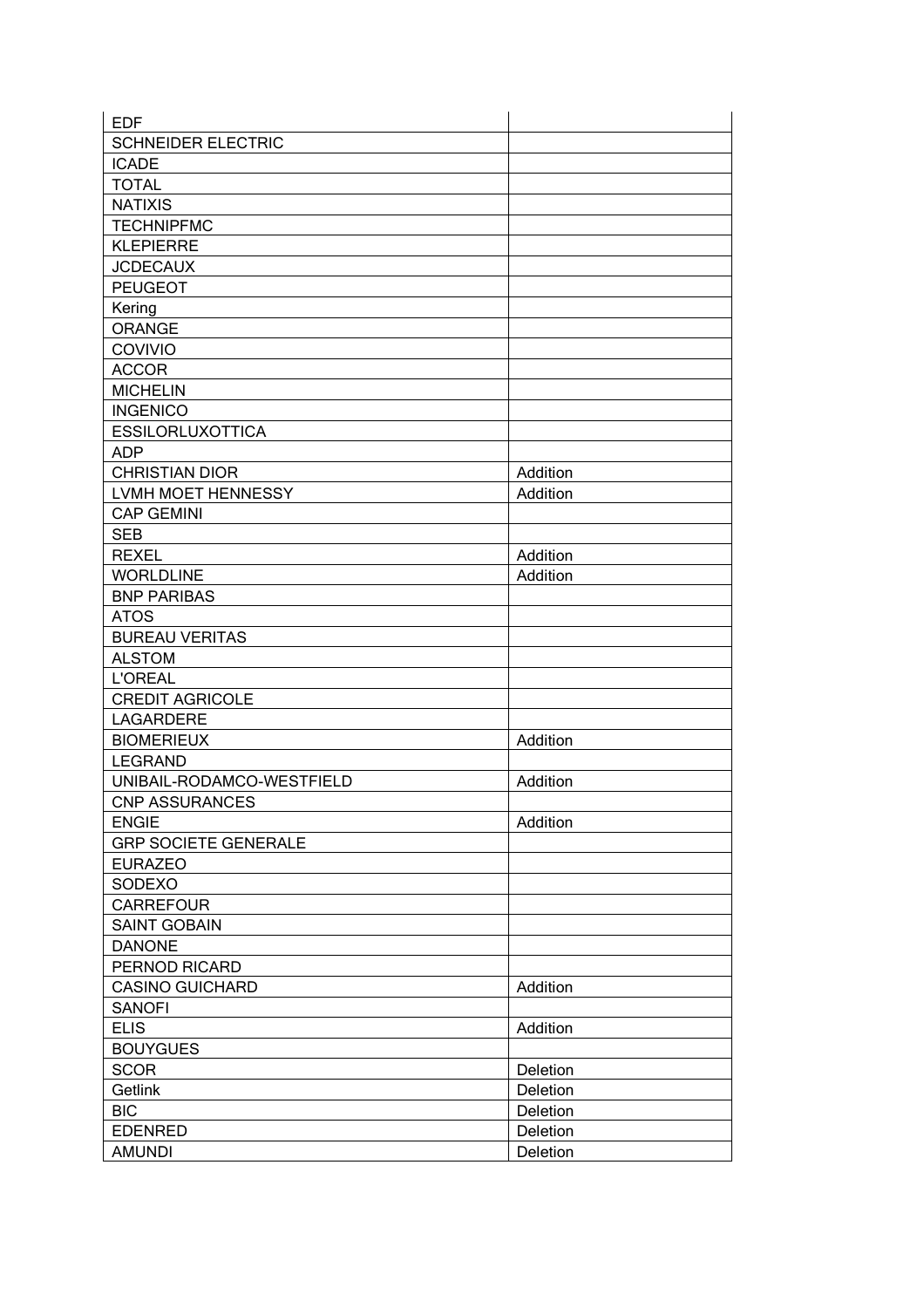| | |
|---|---|
| EDF | |
| SCHNEIDER ELECTRIC | |
| ICADE | |
| TOTAL | |
| NATIXIS | |
| TECHNIPFMC | |
| KLEPIERRE | |
| JCDECAUX | |
| PEUGEOT | |
| Kering | |
| ORANGE | |
| COVIVIO | |
| ACCOR | |
| MICHELIN | |
| INGENICO | |
| ESSILORLUXOTTICA | |
| ADP | |
| CHRISTIAN DIOR | Addition |
| LVMH MOET HENNESSY | Addition |
| CAP GEMINI | |
| SEB | |
| REXEL | Addition |
| WORLDLINE | Addition |
| BNP PARIBAS | |
| ATOS | |
| BUREAU VERITAS | |
| ALSTOM | |
| L'OREAL | |
| CREDIT AGRICOLE | |
| LAGARDERE | |
| BIOMERIEUX | Addition |
| LEGRAND | |
| UNIBAIL-RODAMCO-WESTFIELD | Addition |
| CNP ASSURANCES | |
| ENGIE | Addition |
| GRP SOCIETE GENERALE | |
| EURAZEO | |
| SODEXO | |
| CARREFOUR | |
| SAINT GOBAIN | |
| DANONE | |
| PERNOD RICARD | |
| CASINO GUICHARD | Addition |
| SANOFI | |
| ELIS | Addition |
| BOUYGUES | |
| SCOR | Deletion |
| Getlink | Deletion |
| BIC | Deletion |
| EDENRED | Deletion |
| AMUNDI | Deletion |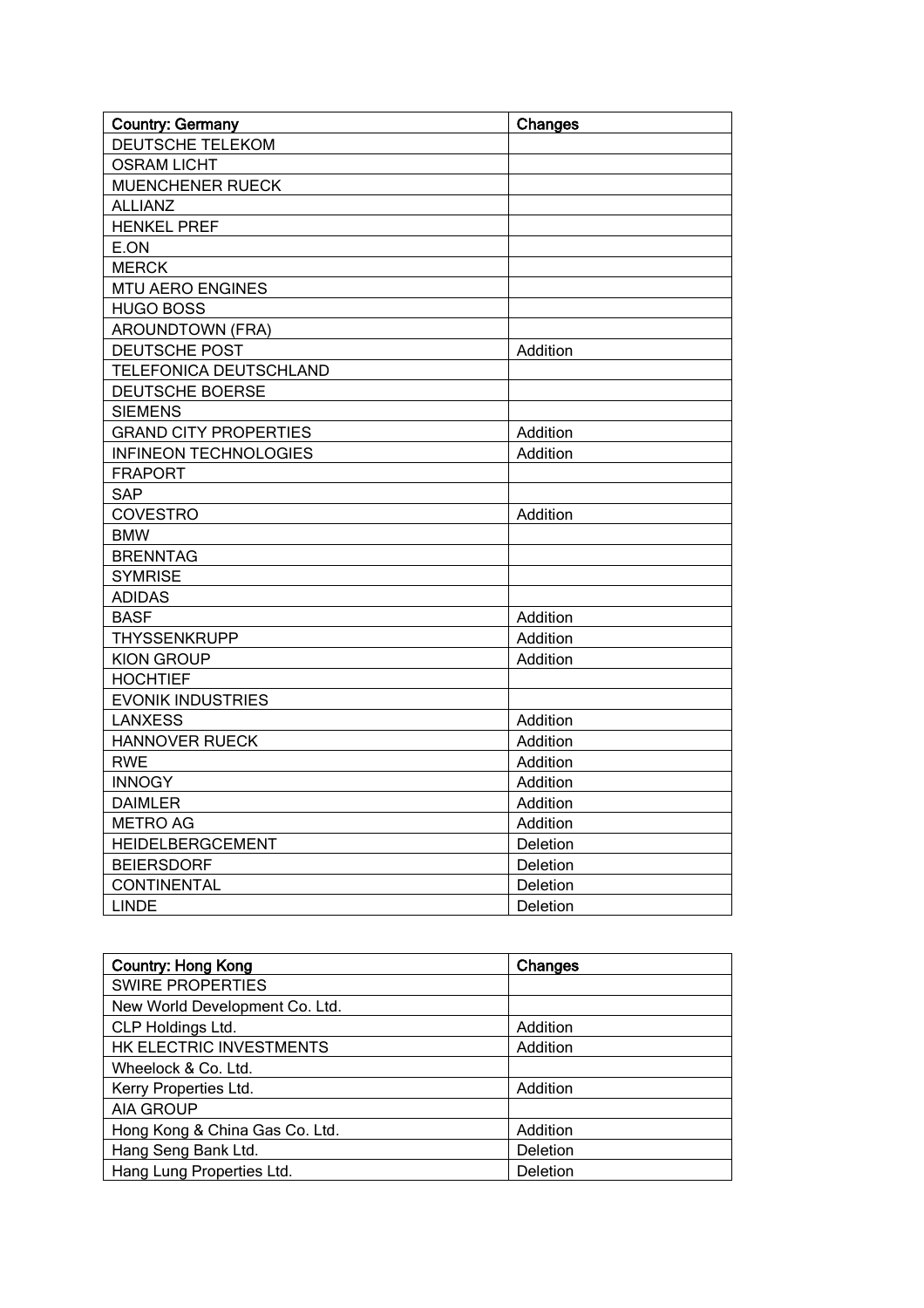| Country: Germany | Changes |
| --- | --- |
| DEUTSCHE TELEKOM | |
| OSRAM LICHT | |
| MUENCHENER RUECK | |
| ALLIANZ | |
| HENKEL PREF | |
| E.ON | |
| MERCK | |
| MTU AERO ENGINES | |
| HUGO BOSS | |
| AROUNDTOWN (FRA) | |
| DEUTSCHE POST | Addition |
| TELEFONICA DEUTSCHLAND | |
| DEUTSCHE BOERSE | |
| SIEMENS | |
| GRAND CITY PROPERTIES | Addition |
| INFINEON TECHNOLOGIES | Addition |
| FRAPORT | |
| SAP | |
| COVESTRO | Addition |
| BMW | |
| BRENNTAG | |
| SYMRISE | |
| ADIDAS | |
| BASF | Addition |
| THYSSENKRUPP | Addition |
| KION GROUP | Addition |
| HOCHTIEF | |
| EVONIK INDUSTRIES | |
| LANXESS | Addition |
| HANNOVER RUECK | Addition |
| RWE | Addition |
| INNOGY | Addition |
| DAIMLER | Addition |
| METRO AG | Addition |
| HEIDELBERGCEMENT | Deletion |
| BEIERSDORF | Deletion |
| CONTINENTAL | Deletion |
| LINDE | Deletion |

| Country: Hong Kong | Changes |
| --- | --- |
| SWIRE PROPERTIES | |
| New World Development Co. Ltd. | |
| CLP Holdings Ltd. | Addition |
| HK ELECTRIC INVESTMENTS | Addition |
| Wheelock & Co. Ltd. | |
| Kerry Properties Ltd. | Addition |
| AIA GROUP | |
| Hong Kong & China Gas Co. Ltd. | Addition |
| Hang Seng Bank Ltd. | Deletion |
| Hang Lung Properties Ltd. | Deletion |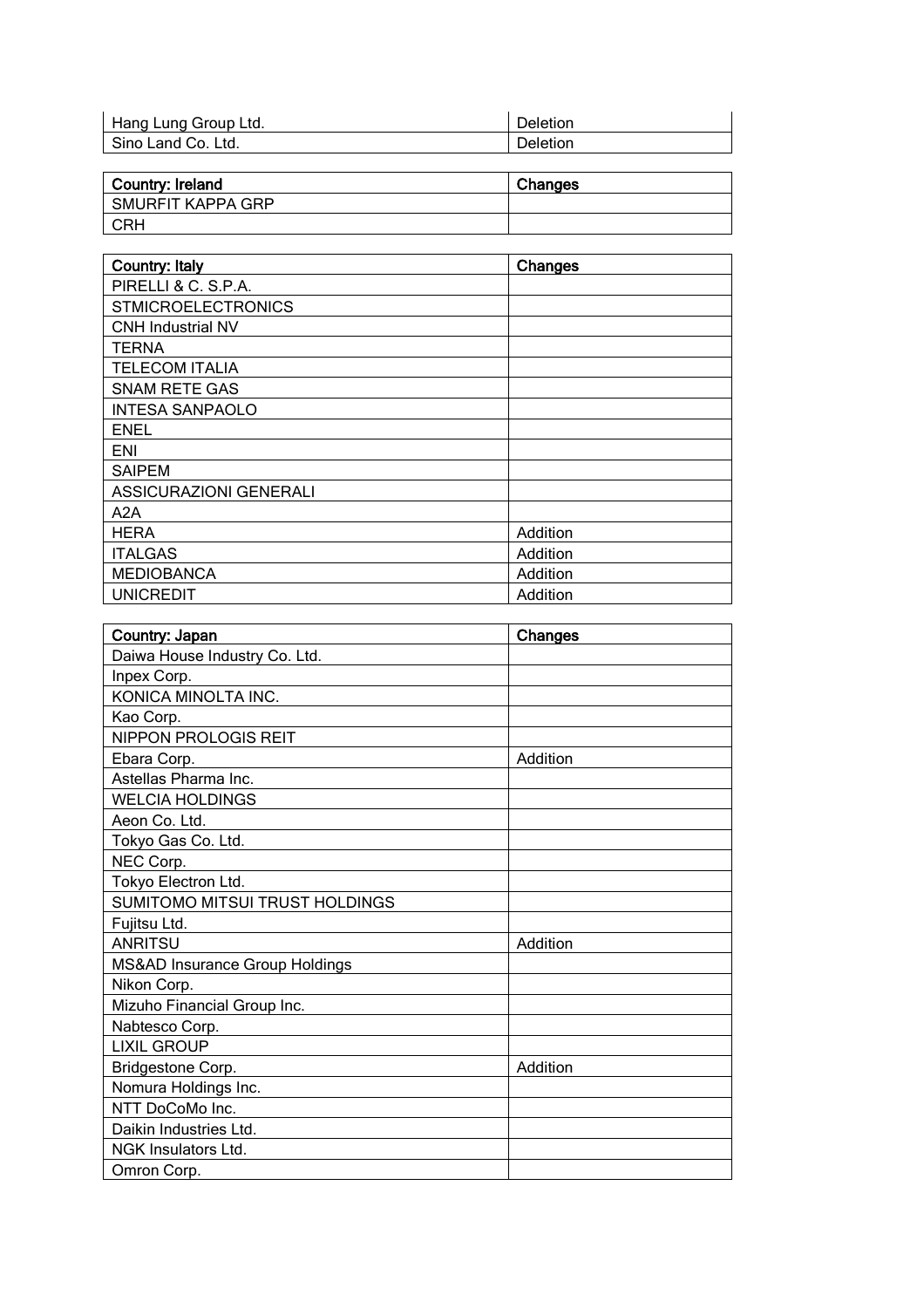| | |
|---|---|
| Hang Lung Group Ltd. | Deletion |
| Sino Land Co. Ltd. | Deletion |

| Country: Ireland | Changes |
|---|---|
| SMURFIT KAPPA GRP | |
| CRH | |

| Country: Italy | Changes |
|---|---|
| PIRELLI & C. S.P.A. | |
| STMICROELECTRONICS | |
| CNH Industrial NV | |
| TERNA | |
| TELECOM ITALIA | |
| SNAM RETE GAS | |
| INTESA SANPAOLO | |
| ENEL | |
| ENI | |
| SAIPEM | |
| ASSICURAZIONI GENERALI | |
| A2A | |
| HERA | Addition |
| ITALGAS | Addition |
| MEDIOBANCA | Addition |
| UNICREDIT | Addition |

| Country: Japan | Changes |
|---|---|
| Daiwa House Industry Co. Ltd. | |
| Inpex Corp. | |
| KONICA MINOLTA INC. | |
| Kao Corp. | |
| NIPPON PROLOGIS REIT | |
| Ebara Corp. | Addition |
| Astellas Pharma Inc. | |
| WELCIA HOLDINGS | |
| Aeon Co. Ltd. | |
| Tokyo Gas Co. Ltd. | |
| NEC Corp. | |
| Tokyo Electron Ltd. | |
| SUMITOMO MITSUI TRUST HOLDINGS | |
| Fujitsu Ltd. | |
| ANRITSU | Addition |
| MS&AD Insurance Group Holdings | |
| Nikon Corp. | |
| Mizuho Financial Group Inc. | |
| Nabtesco Corp. | |
| LIXIL GROUP | |
| Bridgestone Corp. | Addition |
| Nomura Holdings Inc. | |
| NTT DoCoMo Inc. | |
| Daikin Industries Ltd. | |
| NGK Insulators Ltd. | |
| Omron Corp. | |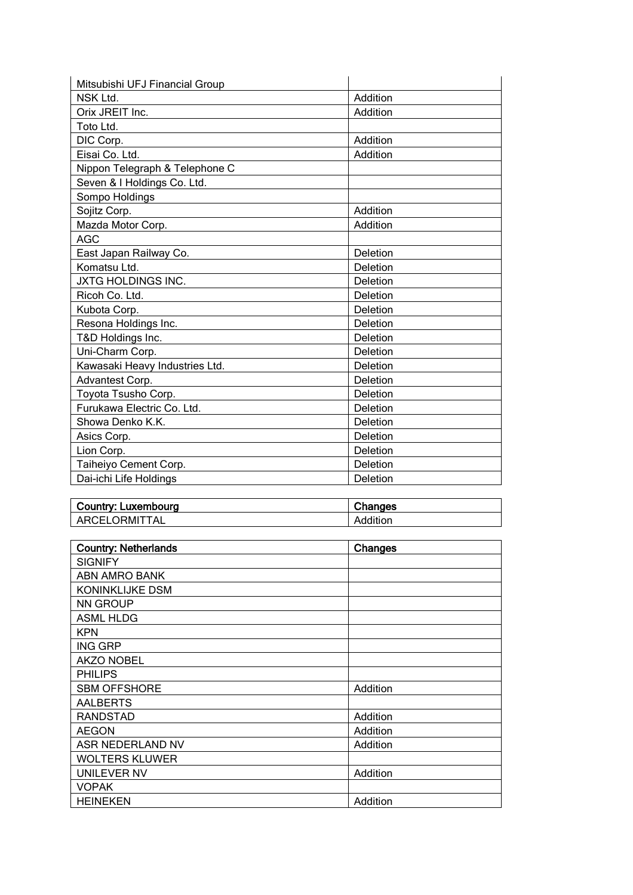| | |
|---|---|
| Mitsubishi UFJ Financial Group | |
| NSK Ltd. | Addition |
| Orix JREIT Inc. | Addition |
| Toto Ltd. | |
| DIC Corp. | Addition |
| Eisai Co. Ltd. | Addition |
| Nippon Telegraph & Telephone C | |
| Seven & I Holdings Co. Ltd. | |
| Sompo Holdings | |
| Sojitz Corp. | Addition |
| Mazda Motor Corp. | Addition |
| AGC | |
| East Japan Railway Co. | Deletion |
| Komatsu Ltd. | Deletion |
| JXTG HOLDINGS INC. | Deletion |
| Ricoh Co. Ltd. | Deletion |
| Kubota Corp. | Deletion |
| Resona Holdings Inc. | Deletion |
| T&D Holdings Inc. | Deletion |
| Uni-Charm Corp. | Deletion |
| Kawasaki Heavy Industries Ltd. | Deletion |
| Advantest Corp. | Deletion |
| Toyota Tsusho Corp. | Deletion |
| Furukawa Electric Co. Ltd. | Deletion |
| Showa Denko K.K. | Deletion |
| Asics Corp. | Deletion |
| Lion Corp. | Deletion |
| Taiheiyo Cement Corp. | Deletion |
| Dai-ichi Life Holdings | Deletion |

| Country: Luxembourg | Changes |
|---|---|
| ARCELORMITTAL | Addition |

| Country: Netherlands | Changes |
|---|---|
| SIGNIFY | |
| ABN AMRO BANK | |
| KONINKLIJKE DSM | |
| NN GROUP | |
| ASML HLDG | |
| KPN | |
| ING GRP | |
| AKZO NOBEL | |
| PHILIPS | |
| SBM OFFSHORE | Addition |
| AALBERTS | |
| RANDSTAD | Addition |
| AEGON | Addition |
| ASR NEDERLAND NV | Addition |
| WOLTERS KLUWER | |
| UNILEVER NV | Addition |
| VOPAK | |
| HEINEKEN | Addition |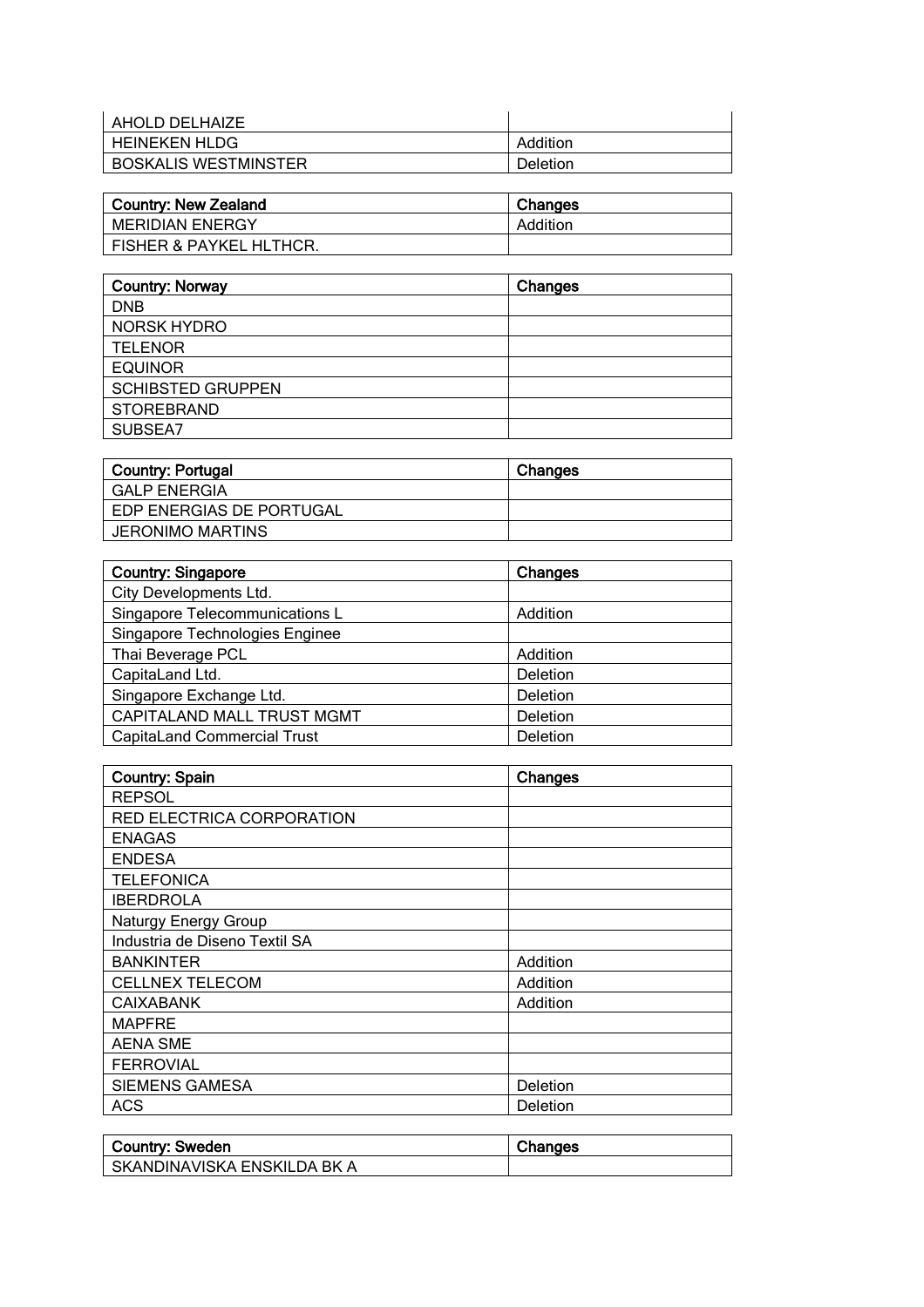| | |
|---|---|
| AHOLD DELHAIZE | |
| HEINEKEN HLDG | Addition |
| BOSKALIS WESTMINSTER | Deletion |

| Country: New Zealand | Changes |
|---|---|
| MERIDIAN ENERGY | Addition |
| FISHER & PAYKEL HLTHCR. | |

| Country: Norway | Changes |
|---|---|
| DNB | |
| NORSK HYDRO | |
| TELENOR | |
| EQUINOR | |
| SCHIBSTED GRUPPEN | |
| STOREBRAND | |
| SUBSEA7 | |

| Country: Portugal | Changes |
|---|---|
| GALP ENERGIA | |
| EDP ENERGIAS DE PORTUGAL | |
| JERONIMO MARTINS | |

| Country: Singapore | Changes |
|---|---|
| City Developments Ltd. | |
| Singapore Telecommunications L | Addition |
| Singapore Technologies Enginee | |
| Thai Beverage PCL | Addition |
| CapitaLand Ltd. | Deletion |
| Singapore Exchange Ltd. | Deletion |
| CAPITALAND MALL TRUST MGMT | Deletion |
| CapitaLand Commercial Trust | Deletion |

| Country: Spain | Changes |
|---|---|
| REPSOL | |
| RED ELECTRICA CORPORATION | |
| ENAGAS | |
| ENDESA | |
| TELEFONICA | |
| IBERDROLA | |
| Naturgy Energy Group | |
| Industria de Diseno Textil SA | |
| BANKINTER | Addition |
| CELLNEX TELECOM | Addition |
| CAIXABANK | Addition |
| MAPFRE | |
| AENA SME | |
| FERROVIAL | |
| SIEMENS GAMESA | Deletion |
| ACS | Deletion |

| Country: Sweden | Changes |
|---|---|
| SKANDINAVISKA ENSKILDA BK A | |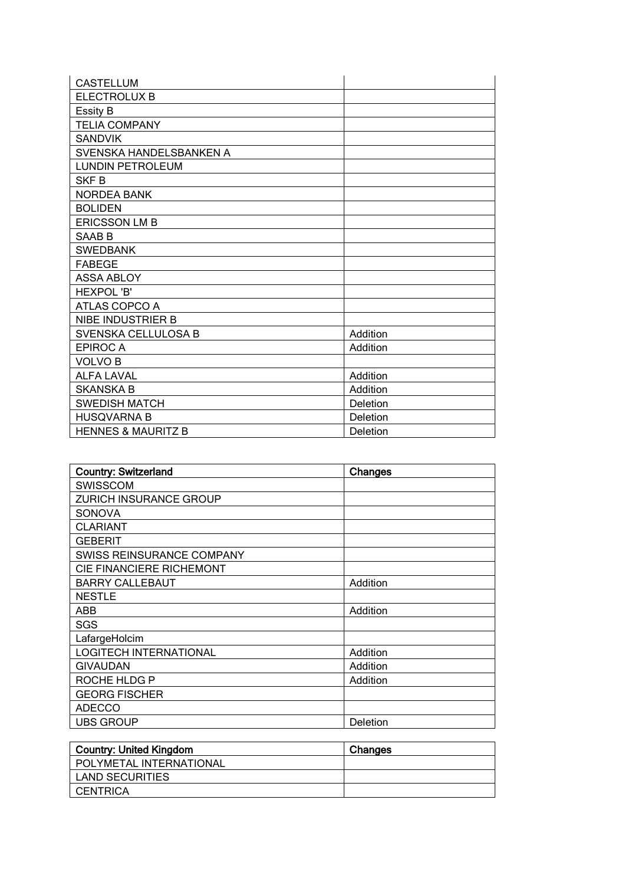| | |
|---|---|
| CASTELLUM | |
| ELECTROLUX B | |
| Essity B | |
| TELIA COMPANY | |
| SANDVIK | |
| SVENSKA HANDELSBANKEN A | |
| LUNDIN PETROLEUM | |
| SKF B | |
| NORDEA BANK | |
| BOLIDEN | |
| ERICSSON LM B | |
| SAAB B | |
| SWEDBANK | |
| FABEGE | |
| ASSA ABLOY | |
| HEXPOL 'B' | |
| ATLAS COPCO A | |
| NIBE INDUSTRIER B | |
| SVENSKA CELLULOSA B | Addition |
| EPIROC A | Addition |
| VOLVO B | |
| ALFA LAVAL | Addition |
| SKANSKA B | Addition |
| SWEDISH MATCH | Deletion |
| HUSQVARNA B | Deletion |
| HENNES & MAURITZ B | Deletion |

| **Country: Switzerland** | **Changes** |
|---|---|
| SWISSCOM | |
| ZURICH INSURANCE GROUP | |
| SONOVA | |
| CLARIANT | |
| GEBERIT | |
| SWISS REINSURANCE COMPANY | |
| CIE FINANCIERE RICHEMONT | |
| BARRY CALLEBAUT | Addition |
| NESTLE | |
| ABB | Addition |
| SGS | |
| LafargeHolcim | |
| LOGITECH INTERNATIONAL | Addition |
| GIVAUDAN | Addition |
| ROCHE HLDG P | Addition |
| GEORG FISCHER | |
| ADECCO | |
| UBS GROUP | Deletion |

| **Country: United Kingdom** | **Changes** |
|---|---|
| POLYMETAL INTERNATIONAL | |
| LAND SECURITIES | |
| CENTRICA | |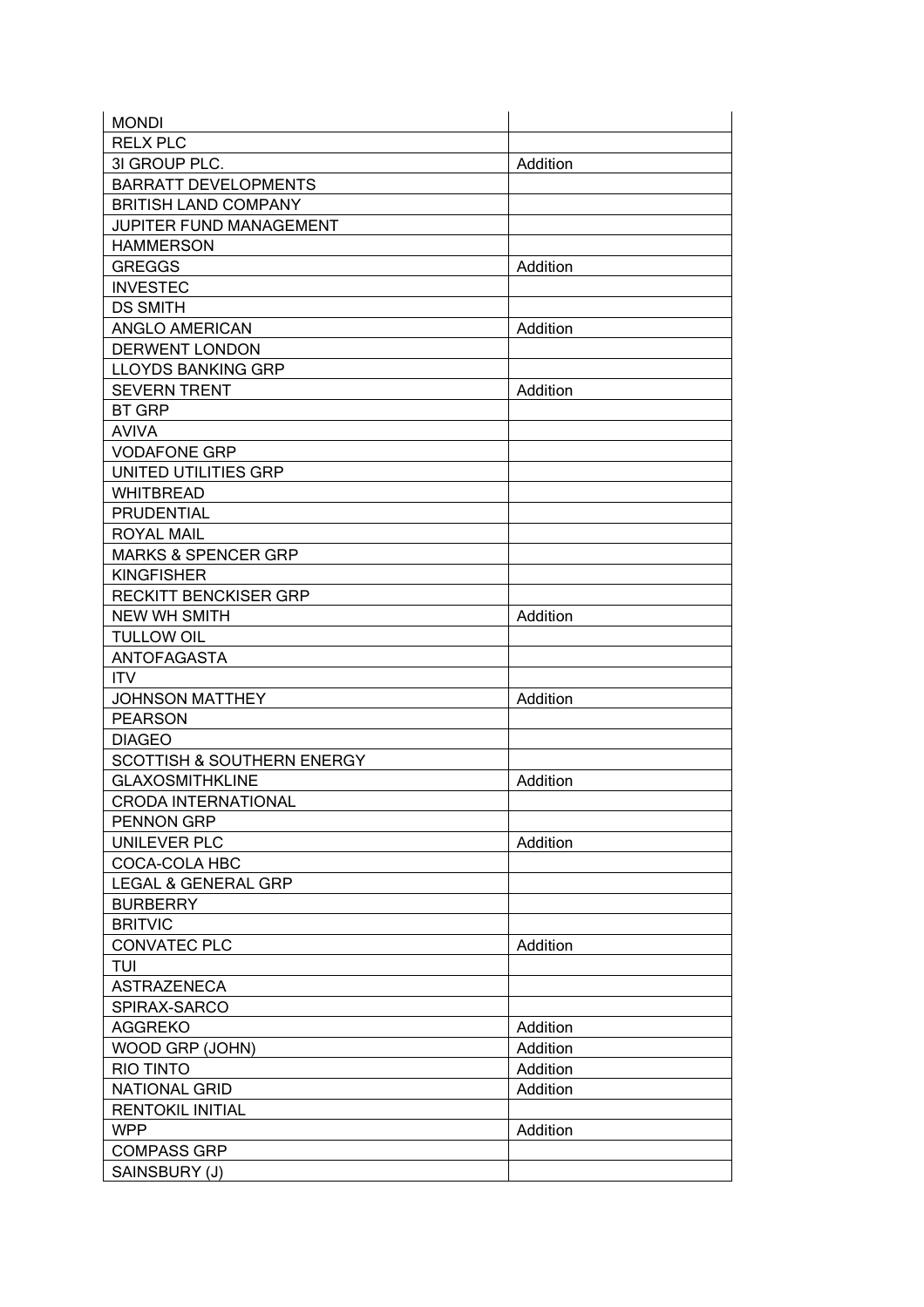| | |
|---|---|
| MONDI | |
| RELX PLC | |
| 3I GROUP PLC. | Addition |
| BARRATT DEVELOPMENTS | |
| BRITISH LAND COMPANY | |
| JUPITER FUND MANAGEMENT | |
| HAMMERSON | |
| GREGGS | Addition |
| INVESTEC | |
| DS SMITH | |
| ANGLO AMERICAN | Addition |
| DERWENT LONDON | |
| LLOYDS BANKING GRP | |
| SEVERN TRENT | Addition |
| BT GRP | |
| AVIVA | |
| VODAFONE GRP | |
| UNITED UTILITIES GRP | |
| WHITBREAD | |
| PRUDENTIAL | |
| ROYAL MAIL | |
| MARKS & SPENCER GRP | |
| KINGFISHER | |
| RECKITT BENCKISER GRP | |
| NEW WH SMITH | Addition |
| TULLOW OIL | |
| ANTOFAGASTA | |
| ITV | |
| JOHNSON MATTHEY | Addition |
| PEARSON | |
| DIAGEO | |
| SCOTTISH & SOUTHERN ENERGY | |
| GLAXOSMITHKLINE | Addition |
| CRODA INTERNATIONAL | |
| PENNON GRP | |
| UNILEVER PLC | Addition |
| COCA-COLA HBC | |
| LEGAL & GENERAL GRP | |
| BURBERRY | |
| BRITVIC | |
| CONVATEC PLC | Addition |
| TUI | |
| ASTRAZENECA | |
| SPIRAX-SARCO | |
| AGGREKO | Addition |
| WOOD GRP (JOHN) | Addition |
| RIO TINTO | Addition |
| NATIONAL GRID | Addition |
| RENTOKIL INITIAL | |
| WPP | Addition |
| COMPASS GRP | |
| SAINSBURY (J) | |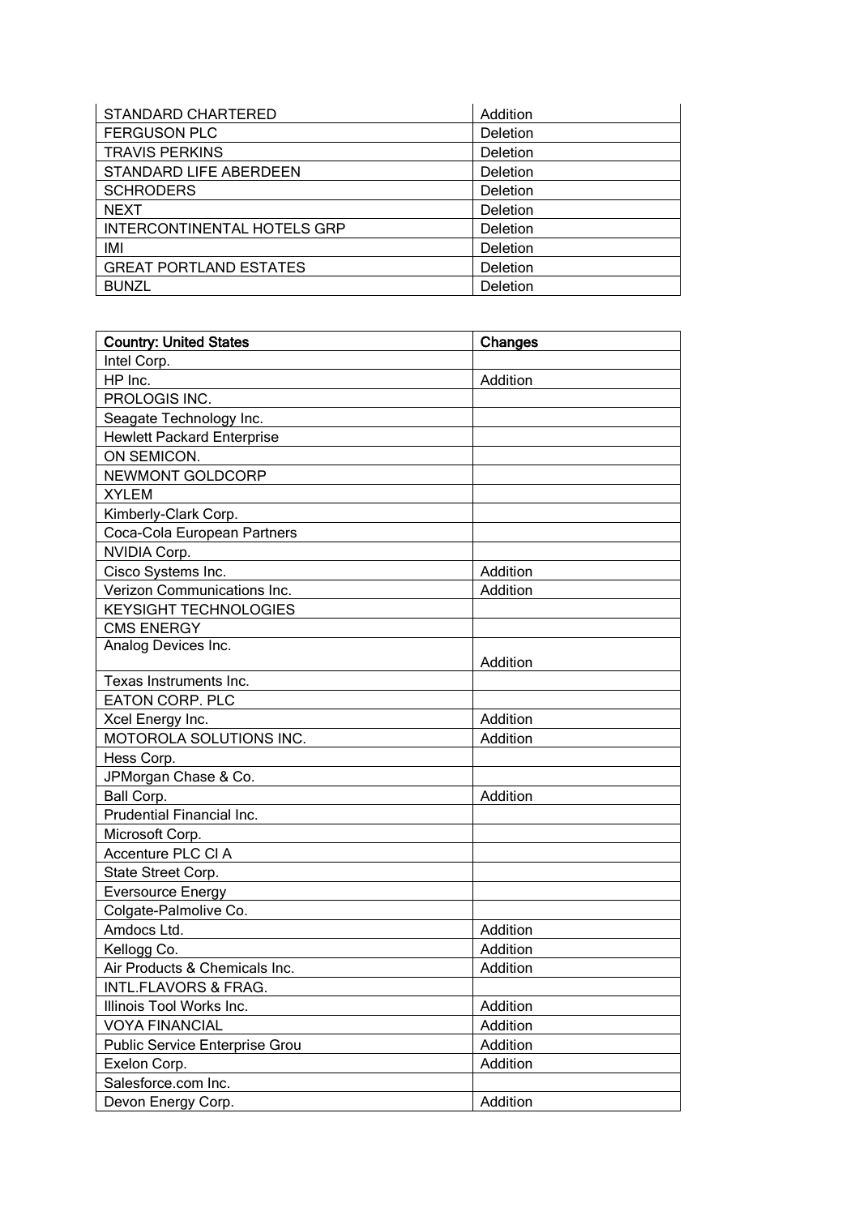| | |
|---|---|
| STANDARD CHARTERED | Addition |
| FERGUSON PLC | Deletion |
| TRAVIS PERKINS | Deletion |
| STANDARD LIFE ABERDEEN | Deletion |
| SCHRODERS | Deletion |
| NEXT | Deletion |
| INTERCONTINENTAL HOTELS GRP | Deletion |
| IMI | Deletion |
| GREAT PORTLAND ESTATES | Deletion |
| BUNZL | Deletion |

| **Country: United States** | **Changes** |
|---|---|
| Intel Corp. | |
| HP Inc. | Addition |
| PROLOGIS INC. | |
| Seagate Technology Inc. | |
| Hewlett Packard Enterprise | |
| ON SEMICON. | |
| NEWMONT GOLDCORP | |
| XYLEM | |
| Kimberly-Clark Corp. | |
| Coca-Cola European Partners | |
| NVIDIA Corp. | |
| Cisco Systems Inc. | Addition |
| Verizon Communications Inc. | Addition |
| KEYSIGHT TECHNOLOGIES | |
| CMS ENERGY | |
| Analog Devices Inc. | Addition |
| Texas Instruments Inc. | |
| EATON CORP. PLC | |
| Xcel Energy Inc. | Addition |
| MOTOROLA SOLUTIONS INC. | Addition |
| Hess Corp. | |
| JPMorgan Chase & Co. | |
| Ball Corp. | Addition |
| Prudential Financial Inc. | |
| Microsoft Corp. | |
| Accenture PLC Cl A | |
| State Street Corp. | |
| Eversource Energy | |
| Colgate-Palmolive Co. | |
| Amdocs Ltd. | Addition |
| Kellogg Co. | Addition |
| Air Products & Chemicals Inc. | Addition |
| INTL.FLAVORS & FRAG. | |
| Illinois Tool Works Inc. | Addition |
| VOYA FINANCIAL | Addition |
| Public Service Enterprise Grou | Addition |
| Exelon Corp. | Addition |
| Salesforce.com Inc. | |
| Devon Energy Corp. | Addition |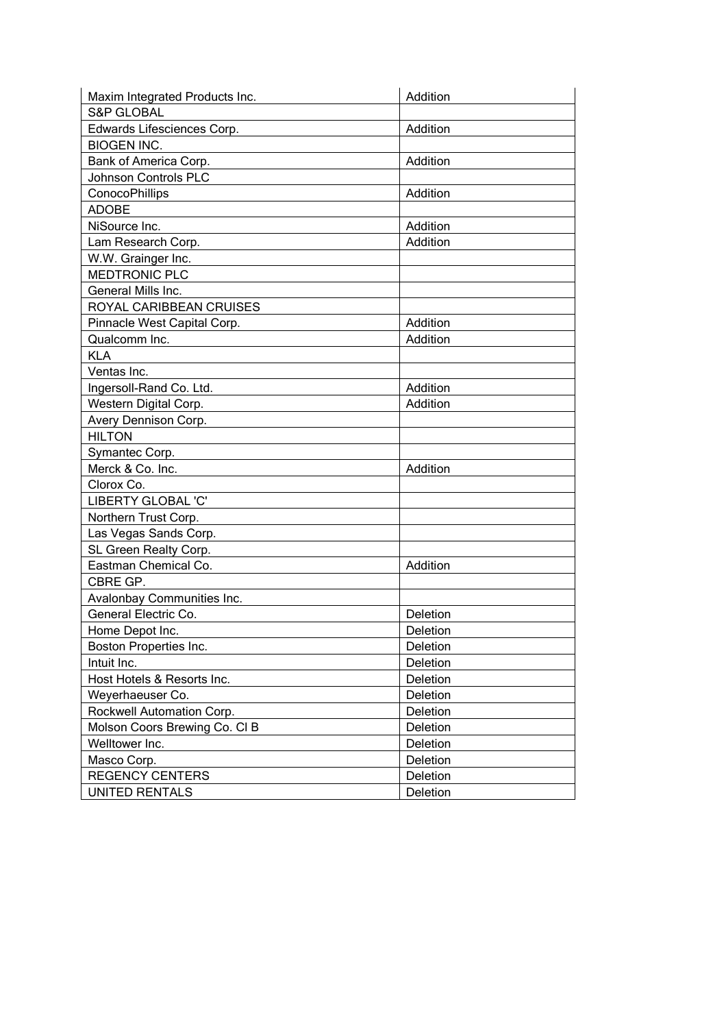| | |
|---|---|
| Maxim Integrated Products Inc. | Addition |
| S&P GLOBAL | |
| Edwards Lifesciences Corp. | Addition |
| BIOGEN INC. | |
| Bank of America Corp. | Addition |
| Johnson Controls PLC | |
| ConocoPhillips | Addition |
| ADOBE | |
| NiSource Inc. | Addition |
| Lam Research Corp. | Addition |
| W.W. Grainger Inc. | |
| MEDTRONIC PLC | |
| General Mills Inc. | |
| ROYAL CARIBBEAN CRUISES | |
| Pinnacle West Capital Corp. | Addition |
| Qualcomm Inc. | Addition |
| KLA | |
| Ventas Inc. | |
| Ingersoll-Rand Co. Ltd. | Addition |
| Western Digital Corp. | Addition |
| Avery Dennison Corp. | |
| HILTON | |
| Symantec Corp. | |
| Merck & Co. Inc. | Addition |
| Clorox Co. | |
| LIBERTY GLOBAL 'C' | |
| Northern Trust Corp. | |
| Las Vegas Sands Corp. | |
| SL Green Realty Corp. | |
| Eastman Chemical Co. | Addition |
| CBRE GP. | |
| Avalonbay Communities Inc. | |
| General Electric Co. | Deletion |
| Home Depot Inc. | Deletion |
| Boston Properties Inc. | Deletion |
| Intuit Inc. | Deletion |
| Host Hotels & Resorts Inc. | Deletion |
| Weyerhaeuser Co. | Deletion |
| Rockwell Automation Corp. | Deletion |
| Molson Coors Brewing Co. Cl B | Deletion |
| Welltower Inc. | Deletion |
| Masco Corp. | Deletion |
| REGENCY CENTERS | Deletion |
| UNITED RENTALS | Deletion |